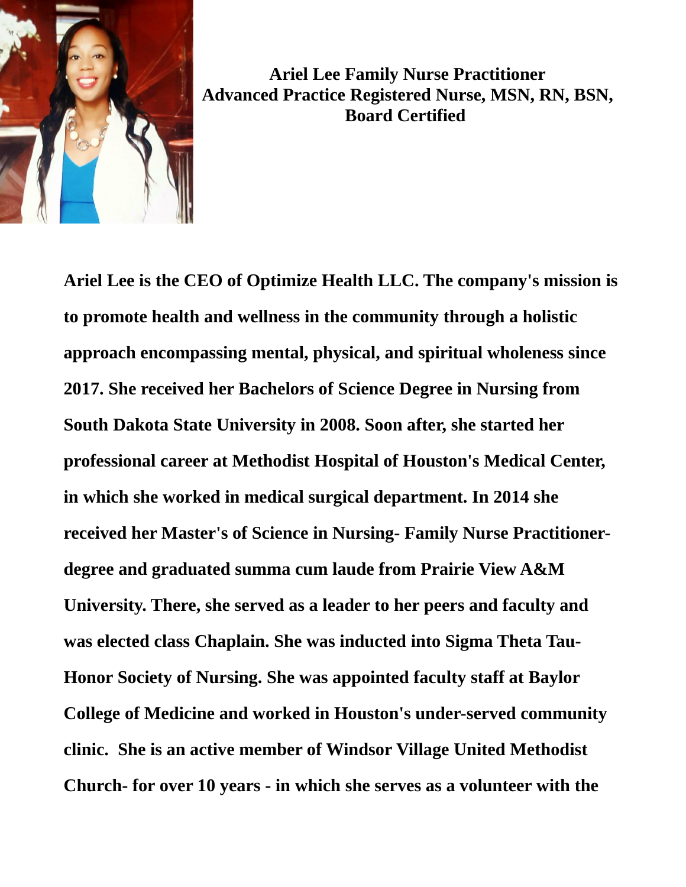**Ariel Lee Family Nurse Practitioner**
**Advanced Practice Registered Nurse, MSN, RN, BSN,**
**Board Certified**

**Ariel Lee is the CEO of Optimize Health LLC. The company's mission is to promote health and wellness in the community through a holistic approach encompassing mental, physical, and spiritual wholeness since 2017. She received her Bachelors of Science Degree in Nursing from South Dakota State University in 2008. Soon after, she started her professional career at Methodist Hospital of Houston's Medical Center, in which she worked in medical surgical department. In 2014 she received her Master's of Science in Nursing- Family Nurse Practitioner- degree and graduated summa cum laude from Prairie View A&M University. There, she served as a leader to her peers and faculty and was elected class Chaplain. She was inducted into Sigma Theta Tau- Honor Society of Nursing. She was appointed faculty staff at Baylor College of Medicine and worked in Houston's under-served community clinic. She is an active member of Windsor Village United Methodist Church- for over 10 years - in which she serves as a volunteer with the**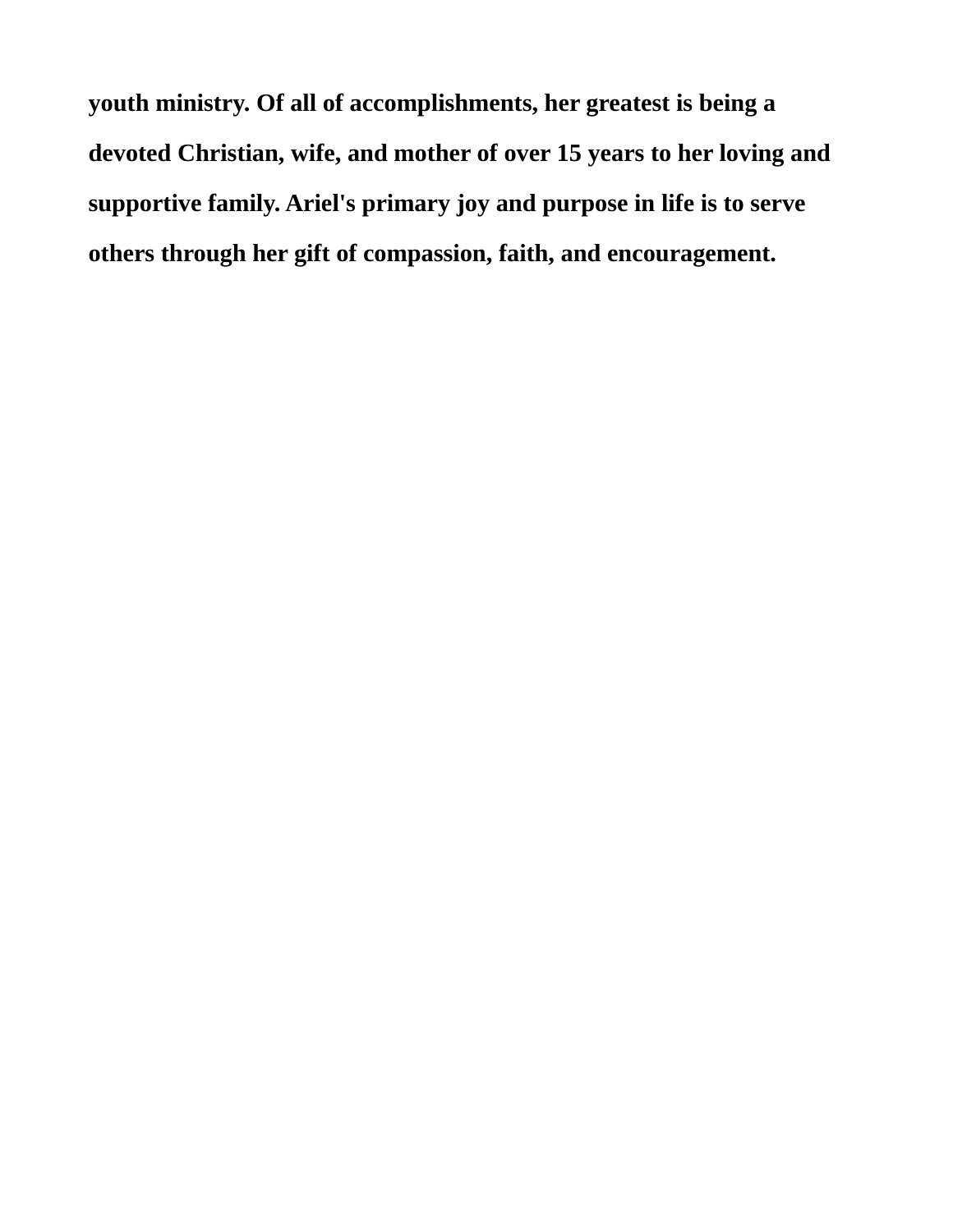**youth ministry. Of all of accomplishments, her greatest is being a devoted Christian, wife, and mother of over 15 years to her loving and supportive family. Ariel's primary joy and purpose in life is to serve others through her gift of compassion, faith, and encouragement.**